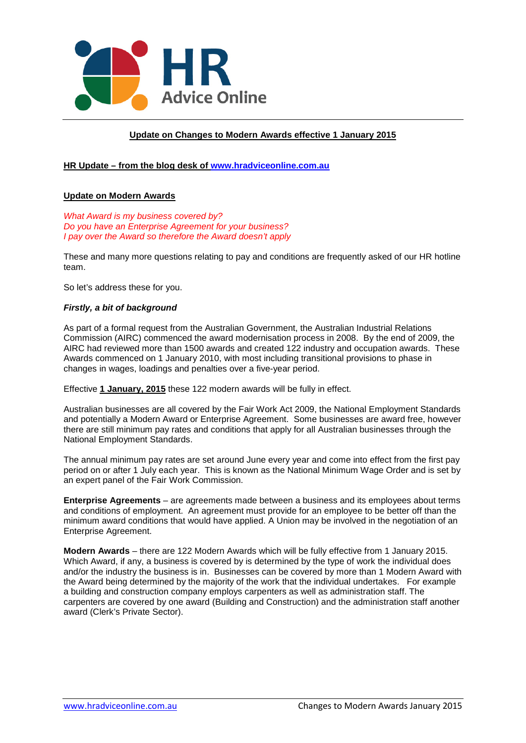HR Advice Online

# Update on Changes to Modern Awards effective 1 January 2015

**HR Update – from the blog desk of www.hradviceonline.com.au**

## Update on Modern Awards

*What Award is my business covered by?*
*Do you have an Enterprise Agreement for your business?*
*I pay over the Award so therefore the Award doesn't apply*

These and many more questions relating to pay and conditions are frequently asked of our HR hotline team.

So let's address these for you.

***Firstly, a bit of background***

As part of a formal request from the Australian Government, the Australian Industrial Relations Commission (AIRC) commenced the award modernisation process in 2008. By the end of 2009, the AIRC had reviewed more than 1500 awards and created 122 industry and occupation awards. These Awards commenced on 1 January 2010, with most including transitional provisions to phase in changes in wages, loadings and penalties over a five-year period.

Effective **1 January, 2015** these 122 modern awards will be fully in effect.

Australian businesses are all covered by the Fair Work Act 2009, the National Employment Standards and potentially a Modern Award or Enterprise Agreement. Some businesses are award free, however there are still minimum pay rates and conditions that apply for all Australian businesses through the National Employment Standards.

The annual minimum pay rates are set around June every year and come into effect from the first pay period on or after 1 July each year. This is known as the National Minimum Wage Order and is set by an expert panel of the Fair Work Commission.

**Enterprise Agreements** – are agreements made between a business and its employees about terms and conditions of employment. An agreement must provide for an employee to be better off than the minimum award conditions that would have applied. A Union may be involved in the negotiation of an Enterprise Agreement.

**Modern Awards** – there are 122 Modern Awards which will be fully effective from 1 January 2015. Which Award, if any, a business is covered by is determined by the type of work the individual does and/or the industry the business is in. Businesses can be covered by more than 1 Modern Award with the Award being determined by the majority of the work that the individual undertakes. For example a building and construction company employs carpenters as well as administration staff. The carpenters are covered by one award (Building and Construction) and the administration staff another award (Clerk's Private Sector).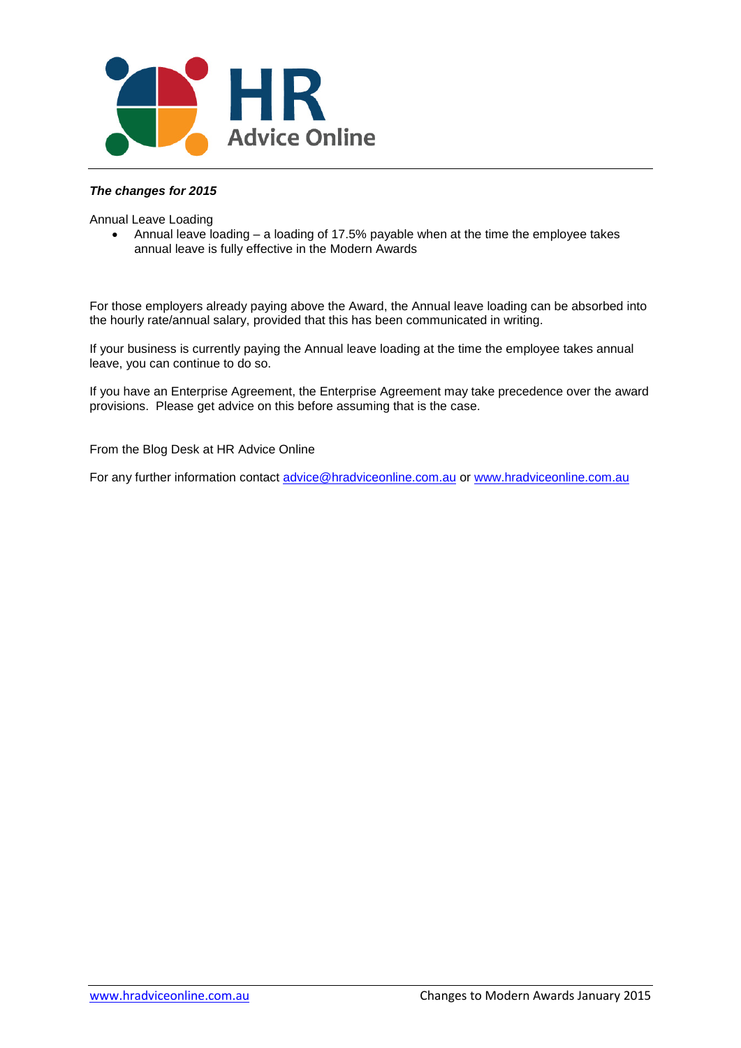***The changes for 2015***

Annual Leave Loading

- Annual leave loading – a loading of 17.5% payable when at the time the employee takes annual leave is fully effective in the Modern Awards

For those employers already paying above the Award, the Annual leave loading can be absorbed into the hourly rate/annual salary, provided that this has been communicated in writing.

If your business is currently paying the Annual leave loading at the time the employee takes annual leave, you can continue to do so.

If you have an Enterprise Agreement, the Enterprise Agreement may take precedence over the award provisions. Please get advice on this before assuming that is the case.

From the Blog Desk at HR Advice Online

For any further information contact advice@hradviceonline.com.au or www.hradviceonline.com.au